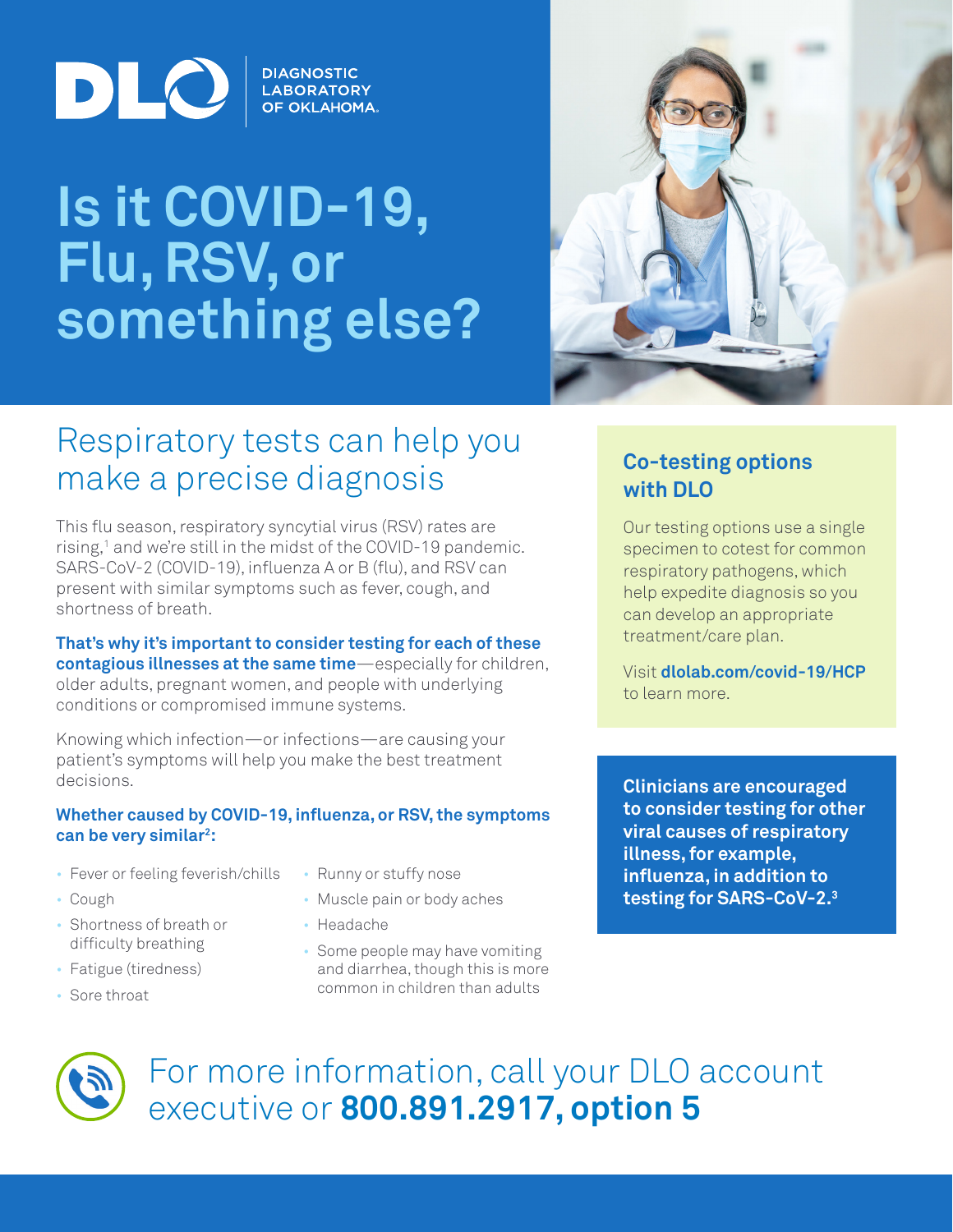DIAGNOSTIC LABORATORY OF OKLAHOMA

# Is it COVID-19, Flu, RSV, or something else?

## Respiratory tests can help you make a precise diagnosis

This flu season, respiratory syncytial virus (RSV) rates are rising,[1] and we're still in the midst of the COVID-19 pandemic. SARS-CoV-2 (COVID-19), influenza A or B (flu), and RSV can present with similar symptoms such as fever, cough, and shortness of breath.

**That's why it's important to consider testing for each of these contagious illnesses at the same time**—especially for children, older adults, pregnant women, and people with underlying conditions or compromised immune systems.

Knowing which infection—or infections—are causing your patient's symptoms will help you make the best treatment decisions.

**Whether caused by COVID-19, influenza, or RSV, the symptoms can be very similar[2]:**

- Fever or feeling feverish/chills
- Cough
- Shortness of breath or difficulty breathing
- Fatigue (tiredness)
- Sore throat
- Runny or stuffy nose
- Muscle pain or body aches
- Headache
- Some people may have vomiting and diarrhea, though this is more common in children than adults

### Co-testing options with DLO

Our testing options use a single specimen to cotest for common respiratory pathogens, which help expedite diagnosis so you can develop an appropriate treatment/care plan.

Visit **dlolab.com/covid-19/HCP** to learn more.

**Clinicians are encouraged to consider testing for other viral causes of respiratory illness, for example, influenza, in addition to testing for SARS-CoV-2.[3]**

For more information, call your DLO account executive or **800.891.2917, option 5**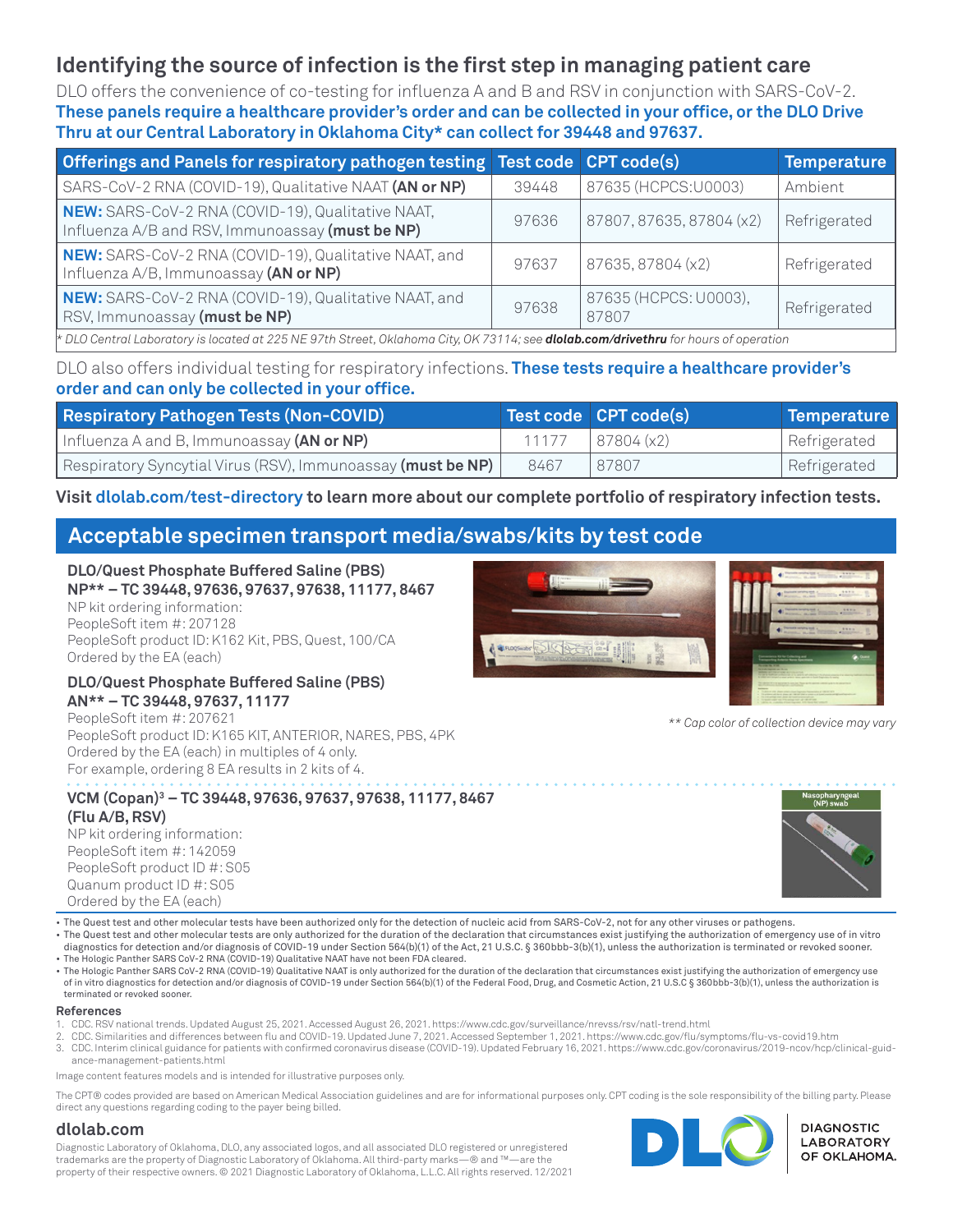# Identifying the source of infection is the first step in managing patient care

DLO offers the convenience of co-testing for influenza A and B and RSV in conjunction with SARS-CoV-2. **These panels require a healthcare provider's order and can be collected in your office, or the DLO Drive Thru at our Central Laboratory in Oklahoma City* can collect for 39448 and 97637.**

| Offerings and Panels for respiratory pathogen testing | Test code | CPT code(s) | Temperature |
|---|---|---|---|
| SARS-CoV-2 RNA (COVID-19), Qualitative NAAT **(AN or NP)** | 39448 | 87635 (HCPCS:U0003) | Ambient |
| **NEW:** SARS-CoV-2 RNA (COVID-19), Qualitative NAAT, Influenza A/B and RSV, Immunoassay **(must be NP)** | 97636 | 87807, 87635, 87804 (x2) | Refrigerated |
| **NEW:** SARS-CoV-2 RNA (COVID-19), Qualitative NAAT, and Influenza A/B, Immunoassay **(AN or NP)** | 97637 | 87635, 87804 (x2) | Refrigerated |
| **NEW:** SARS-CoV-2 RNA (COVID-19), Qualitative NAAT, and RSV, Immunoassay **(must be NP)** | 97638 | 87635 (HCPCS: U0003), 87807 | Refrigerated |

*\* DLO Central Laboratory is located at 225 NE 97th Street, Oklahoma City, OK 73114; see **dlolab.com/drivethru** for hours of operation*

DLO also offers individual testing for respiratory infections. **These tests require a healthcare provider's order and can only be collected in your office.**

| Respiratory Pathogen Tests (Non-COVID) | Test code | CPT code(s) | Temperature |
|---|---|---|---|
| Influenza A and B, Immunoassay **(AN or NP)** | 11177 | 87804 (x2) | Refrigerated |
| Respiratory Syncytial Virus (RSV), Immunoassay **(must be NP)** | 8467 | 87807 | Refrigerated |

**Visit dlolab.com/test-directory to learn more about our complete portfolio of respiratory infection tests.**

## Acceptable specimen transport media/swabs/kits by test code

**DLO/Quest Phosphate Buffered Saline (PBS)**
**NP\*\* – TC 39448, 97636, 97637, 97638, 11177, 8467**
NP kit ordering information:
PeopleSoft item #: 207128
PeopleSoft product ID: K162 Kit, PBS, Quest, 100/CA
Ordered by the EA (each)

**DLO/Quest Phosphate Buffered Saline (PBS)**
**AN\*\* – TC 39448, 97637, 11177**
PeopleSoft item #: 207621
PeopleSoft product ID: K165 KIT, ANTERIOR, NARES, PBS, 4PK
Ordered by the EA (each) in multiples of 4 only.
For example, ordering 8 EA results in 2 kits of 4.

*\*\* Cap color of collection device may vary*

**VCM (Copan)[3] – TC 39448, 97636, 97637, 97638, 11177, 8467**
**(Flu A/B, RSV)**
NP kit ordering information:
PeopleSoft item #: 142059
PeopleSoft product ID #: S05
Quanum product ID #: S05
Ordered by the EA (each)

Nasopharyngeal (NP) swab

- The Quest test and other molecular tests have been authorized only for the detection of nucleic acid from SARS-CoV-2, not for any other viruses or pathogens.
- The Quest test and other molecular tests are only authorized for the duration of the declaration that circumstances exist justifying the authorization of emergency use of in vitro diagnostics for detection and/or diagnosis of COVID-19 under Section 564(b)(1) of the Act, 21 U.S.C. § 360bbb-3(b)(1), unless the authorization is terminated or revoked sooner.
- The Hologic Panther SARS CoV-2 RNA (COVID-19) Qualitative NAAT have not been FDA cleared.
- The Hologic Panther SARS CoV-2 RNA (COVID-19) Qualitative NAAT is only authorized for the duration of the declaration that circumstances exist justifying the authorization of emergency use of in vitro diagnostics for detection and/or diagnosis of COVID-19 under Section 564(b)(1) of the Federal Food, Drug, and Cosmetic Action, 21 U.S.C § 360bbb-3(b)(1), unless the authorization is terminated or revoked sooner.

### References

1. CDC. RSV national trends. Updated August 25, 2021. Accessed August 26, 2021. https://www.cdc.gov/surveillance/nrevss/rsv/natl-trend.html
2. CDC. Similarities and differences between flu and COVID-19. Updated June 7, 2021. Accessed September 1, 2021. https://www.cdc.gov/flu/symptoms/flu-vs-covid19.htm
3. CDC. Interim clinical guidance for patients with confirmed coronavirus disease (COVID-19). Updated February 16, 2021. https://www.cdc.gov/coronavirus/2019-ncov/hcp/clinical-guidance-management-patients.html

Image content features models and is intended for illustrative purposes only.

The CPT® codes provided are based on American Medical Association guidelines and are for informational purposes only. CPT coding is the sole responsibility of the billing party. Please direct any questions regarding coding to the payer being billed.

**dlolab.com**

Diagnostic Laboratory of Oklahoma, DLO, any associated logos, and all associated DLO registered or unregistered trademarks are the property of Diagnostic Laboratory of Oklahoma. All third-party marks—® and ™—are the property of their respective owners. © 2021 Diagnostic Laboratory of Oklahoma, L.L.C. All rights reserved. 12/2021

DIAGNOSTIC LABORATORY OF OKLAHOMA.